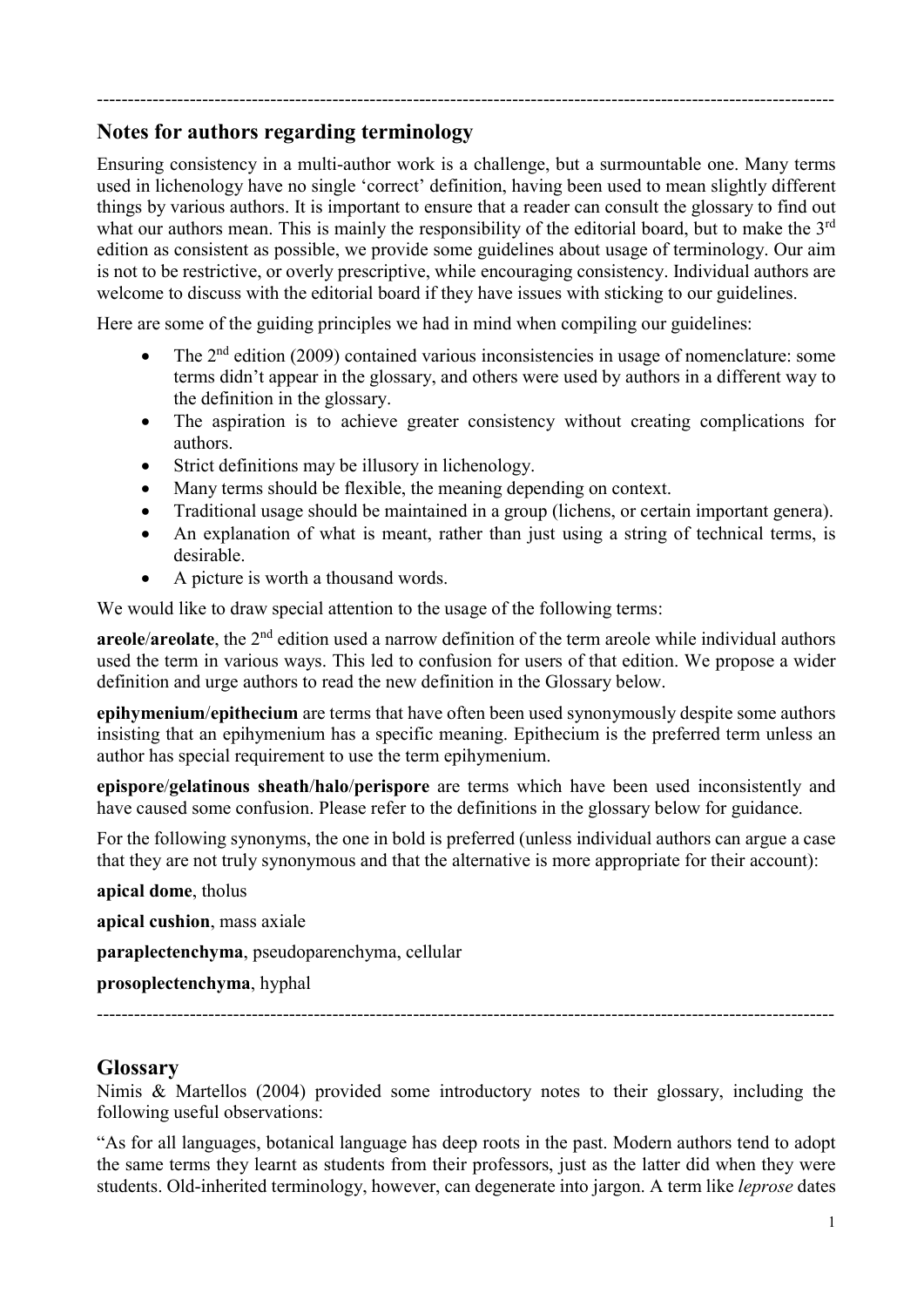---

## Notes for authors regarding terminology

Ensuring consistency in a multi-author work is a challenge, but a surmountable one. Many terms used in lichenology have no single 'correct' definition, having been used to mean slightly different things by various authors. It is important to ensure that a reader can consult the glossary to find out what our authors mean. This is mainly the responsibility of the editorial board, but to make the 3rd edition as consistent as possible, we provide some guidelines about usage of terminology. Our aim is not to be restrictive, or overly prescriptive, while encouraging consistency. Individual authors are welcome to discuss with the editorial board if they have issues with sticking to our guidelines.

Here are some of the guiding principles we had in mind when compiling our guidelines:

- The 2nd edition (2009) contained various inconsistencies in usage of nomenclature: some terms didn't appear in the glossary, and others were used by authors in a different way to the definition in the glossary.
- The aspiration is to achieve greater consistency without creating complications for authors.
- Strict definitions may be illusory in lichenology.
- Many terms should be flexible, the meaning depending on context.
- Traditional usage should be maintained in a group (lichens, or certain important genera).
- An explanation of what is meant, rather than just using a string of technical terms, is desirable.
- A picture is worth a thousand words.

We would like to draw special attention to the usage of the following terms:

**areole**/**areolate**, the 2nd edition used a narrow definition of the term areole while individual authors used the term in various ways. This led to confusion for users of that edition. We propose a wider definition and urge authors to read the new definition in the Glossary below.

**epihymenium**/**epithecium** are terms that have often been used synonymously despite some authors insisting that an epihymenium has a specific meaning. Epithecium is the preferred term unless an author has special requirement to use the term epihymenium.

**epispore**/**gelatinous sheath**/**halo**/**perispore** are terms which have been used inconsistently and have caused some confusion. Please refer to the definitions in the glossary below for guidance.

For the following synonyms, the one in bold is preferred (unless individual authors can argue a case that they are not truly synonymous and that the alternative is more appropriate for their account):

**apical dome**, tholus

**apical cushion**, mass axiale

**paraplectenchyma**, pseudoparenchyma, cellular

**prosoplectenchyma**, hyphal

---

## Glossary

Nimis & Martellos (2004) provided some introductory notes to their glossary, including the following useful observations:

"As for all languages, botanical language has deep roots in the past. Modern authors tend to adopt the same terms they learnt as students from their professors, just as the latter did when they were students. Old-inherited terminology, however, can degenerate into jargon. A term like *leprose* dates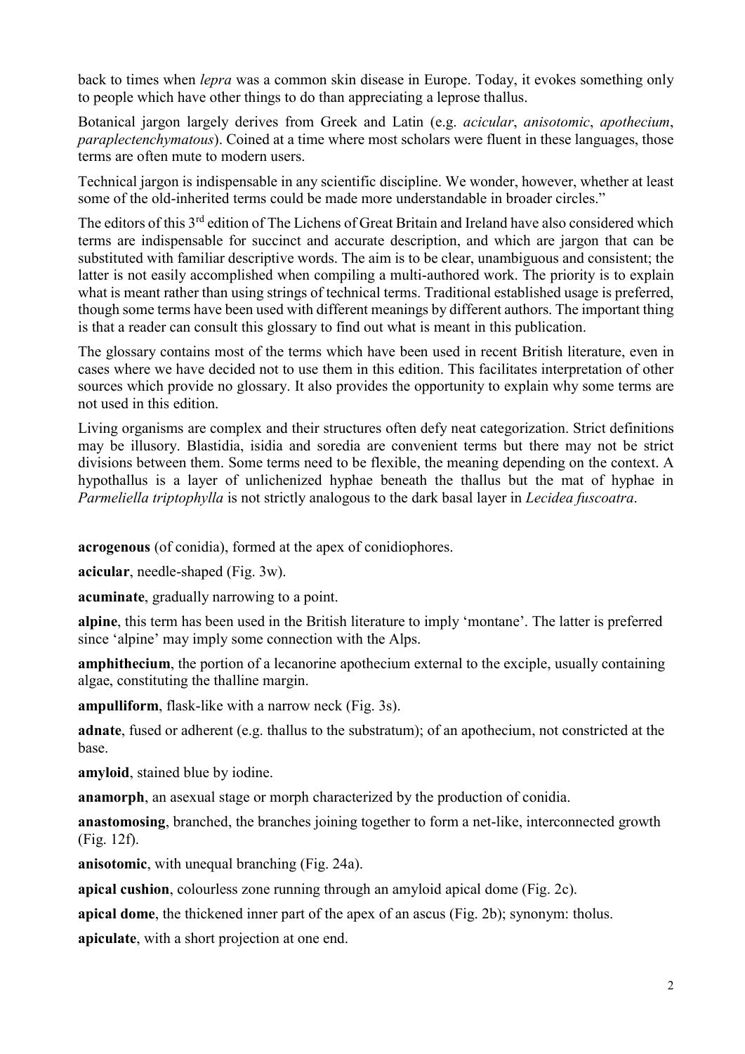back to times when *lepra* was a common skin disease in Europe. Today, it evokes something only to people which have other things to do than appreciating a leprose thallus.

Botanical jargon largely derives from Greek and Latin (e.g. *acicular*, *anisotomic*, *apothecium*, *paraplectenchymatous*). Coined at a time where most scholars were fluent in these languages, those terms are often mute to modern users.

Technical jargon is indispensable in any scientific discipline. We wonder, however, whether at least some of the old-inherited terms could be made more understandable in broader circles."

The editors of this 3rd edition of The Lichens of Great Britain and Ireland have also considered which terms are indispensable for succinct and accurate description, and which are jargon that can be substituted with familiar descriptive words. The aim is to be clear, unambiguous and consistent; the latter is not easily accomplished when compiling a multi-authored work. The priority is to explain what is meant rather than using strings of technical terms. Traditional established usage is preferred, though some terms have been used with different meanings by different authors. The important thing is that a reader can consult this glossary to find out what is meant in this publication.

The glossary contains most of the terms which have been used in recent British literature, even in cases where we have decided not to use them in this edition. This facilitates interpretation of other sources which provide no glossary. It also provides the opportunity to explain why some terms are not used in this edition.

Living organisms are complex and their structures often defy neat categorization. Strict definitions may be illusory. Blastidia, isidia and soredia are convenient terms but there may not be strict divisions between them. Some terms need to be flexible, the meaning depending on the context. A hypothallus is a layer of unlichenized hyphae beneath the thallus but the mat of hyphae in *Parmeliella triptophylla* is not strictly analogous to the dark basal layer in *Lecidea fuscoatra*.

**acrogenous** (of conidia), formed at the apex of conidiophores.

**acicular**, needle-shaped (Fig. 3w).

**acuminate**, gradually narrowing to a point.

**alpine**, this term has been used in the British literature to imply 'montane'. The latter is preferred since 'alpine' may imply some connection with the Alps.

**amphithecium**, the portion of a lecanorine apothecium external to the exciple, usually containing algae, constituting the thalline margin.

**ampulliform**, flask-like with a narrow neck (Fig. 3s).

**adnate**, fused or adherent (e.g. thallus to the substratum); of an apothecium, not constricted at the base.

**amyloid**, stained blue by iodine.

**anamorph**, an asexual stage or morph characterized by the production of conidia.

**anastomosing**, branched, the branches joining together to form a net-like, interconnected growth (Fig. 12f).

**anisotomic**, with unequal branching (Fig. 24a).

**apical cushion**, colourless zone running through an amyloid apical dome (Fig. 2c).

**apical dome**, the thickened inner part of the apex of an ascus (Fig. 2b); synonym: tholus.

**apiculate**, with a short projection at one end.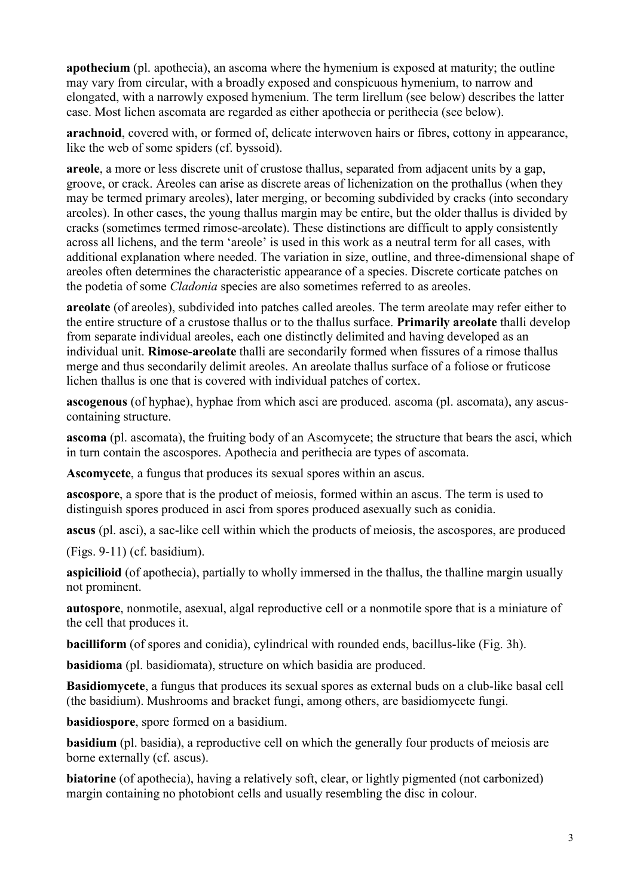**apothecium** (pl. apothecia), an ascoma where the hymenium is exposed at maturity; the outline may vary from circular, with a broadly exposed and conspicuous hymenium, to narrow and elongated, with a narrowly exposed hymenium. The term lirellum (see below) describes the latter case. Most lichen ascomata are regarded as either apothecia or perithecia (see below).

**arachnoid**, covered with, or formed of, delicate interwoven hairs or fibres, cottony in appearance, like the web of some spiders (cf. byssoid).

**areole**, a more or less discrete unit of crustose thallus, separated from adjacent units by a gap, groove, or crack. Areoles can arise as discrete areas of lichenization on the prothallus (when they may be termed primary areoles), later merging, or becoming subdivided by cracks (into secondary areoles). In other cases, the young thallus margin may be entire, but the older thallus is divided by cracks (sometimes termed rimose-areolate). These distinctions are difficult to apply consistently across all lichens, and the term 'areole' is used in this work as a neutral term for all cases, with additional explanation where needed. The variation in size, outline, and three-dimensional shape of areoles often determines the characteristic appearance of a species. Discrete corticate patches on the podetia of some *Cladonia* species are also sometimes referred to as areoles.

**areolate** (of areoles), subdivided into patches called areoles. The term areolate may refer either to the entire structure of a crustose thallus or to the thallus surface. **Primarily areolate** thalli develop from separate individual areoles, each one distinctly delimited and having developed as an individual unit. **Rimose-areolate** thalli are secondarily formed when fissures of a rimose thallus merge and thus secondarily delimit areoles. An areolate thallus surface of a foliose or fruticose lichen thallus is one that is covered with individual patches of cortex.

**ascogenous** (of hyphae), hyphae from which asci are produced. ascoma (pl. ascomata), any ascus-containing structure.

**ascoma** (pl. ascomata), the fruiting body of an Ascomycete; the structure that bears the asci, which in turn contain the ascospores. Apothecia and perithecia are types of ascomata.

**Ascomycete**, a fungus that produces its sexual spores within an ascus.

**ascospore**, a spore that is the product of meiosis, formed within an ascus. The term is used to distinguish spores produced in asci from spores produced asexually such as conidia.

**ascus** (pl. asci), a sac-like cell within which the products of meiosis, the ascospores, are produced

(Figs. 9-11) (cf. basidium).

**aspicilioid** (of apothecia), partially to wholly immersed in the thallus, the thalline margin usually not prominent.

**autospore**, nonmotile, asexual, algal reproductive cell or a nonmotile spore that is a miniature of the cell that produces it.

**bacilliform** (of spores and conidia), cylindrical with rounded ends, bacillus-like (Fig. 3h).

**basidioma** (pl. basidiomata), structure on which basidia are produced.

**Basidiomycete**, a fungus that produces its sexual spores as external buds on a club-like basal cell (the basidium). Mushrooms and bracket fungi, among others, are basidiomycete fungi.

**basidiospore**, spore formed on a basidium.

**basidium** (pl. basidia), a reproductive cell on which the generally four products of meiosis are borne externally (cf. ascus).

**biatorine** (of apothecia), having a relatively soft, clear, or lightly pigmented (not carbonized) margin containing no photobiont cells and usually resembling the disc in colour.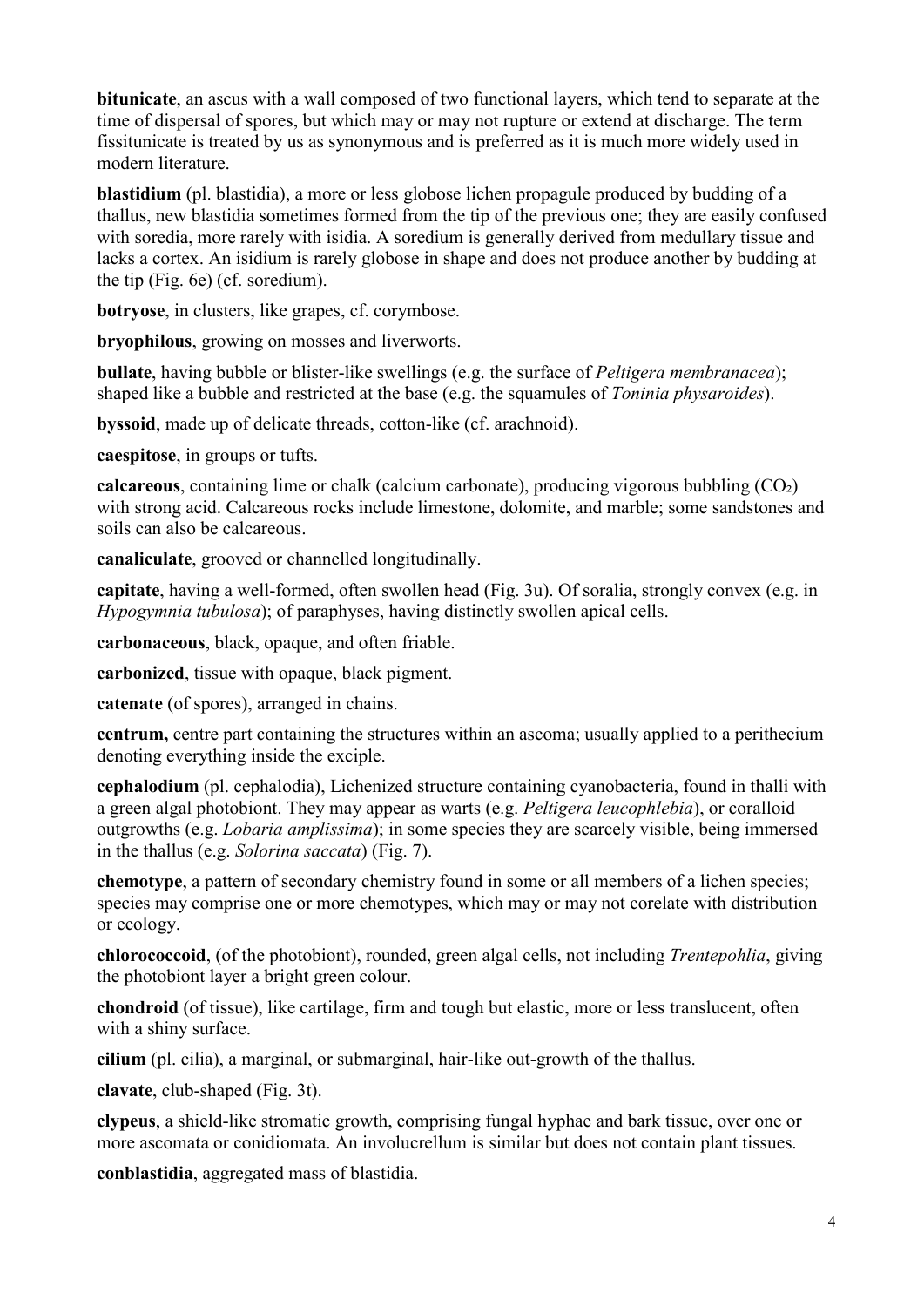**bitunicate**, an ascus with a wall composed of two functional layers, which tend to separate at the time of dispersal of spores, but which may or may not rupture or extend at discharge. The term fissitunicate is treated by us as synonymous and is preferred as it is much more widely used in modern literature.

**blastidium** (pl. blastidia), a more or less globose lichen propagule produced by budding of a thallus, new blastidia sometimes formed from the tip of the previous one; they are easily confused with soredia, more rarely with isidia. A soredium is generally derived from medullary tissue and lacks a cortex. An isidium is rarely globose in shape and does not produce another by budding at the tip (Fig. 6e) (cf. soredium).

**botryose**, in clusters, like grapes, cf. corymbose.

**bryophilous**, growing on mosses and liverworts.

**bullate**, having bubble or blister-like swellings (e.g. the surface of *Peltigera membranacea*); shaped like a bubble and restricted at the base (e.g. the squamules of *Toninia physaroides*).

**byssoid**, made up of delicate threads, cotton-like (cf. arachnoid).

**caespitose**, in groups or tufts.

**calcareous**, containing lime or chalk (calcium carbonate), producing vigorous bubbling ($CO_2$) with strong acid. Calcareous rocks include limestone, dolomite, and marble; some sandstones and soils can also be calcareous.

**canaliculate**, grooved or channelled longitudinally.

**capitate**, having a well-formed, often swollen head (Fig. 3u). Of soralia, strongly convex (e.g. in *Hypogymnia tubulosa*); of paraphyses, having distinctly swollen apical cells.

**carbonaceous**, black, opaque, and often friable.

**carbonized**, tissue with opaque, black pigment.

**catenate** (of spores), arranged in chains.

**centrum,** centre part containing the structures within an ascoma; usually applied to a perithecium denoting everything inside the exciple.

**cephalodium** (pl. cephalodia), Lichenized structure containing cyanobacteria, found in thalli with a green algal photobiont. They may appear as warts (e.g. *Peltigera leucophlebia*), or coralloid outgrowths (e.g. *Lobaria amplissima*); in some species they are scarcely visible, being immersed in the thallus (e.g. *Solorina saccata*) (Fig. 7).

**chemotype**, a pattern of secondary chemistry found in some or all members of a lichen species; species may comprise one or more chemotypes, which may or may not corelate with distribution or ecology.

**chlorococcoid**, (of the photobiont), rounded, green algal cells, not including *Trentepohlia*, giving the photobiont layer a bright green colour.

**chondroid** (of tissue), like cartilage, firm and tough but elastic, more or less translucent, often with a shiny surface.

**cilium** (pl. cilia), a marginal, or submarginal, hair-like out-growth of the thallus.

**clavate**, club-shaped (Fig. 3t).

**clypeus**, a shield-like stromatic growth, comprising fungal hyphae and bark tissue, over one or more ascomata or conidiomata. An involucrellum is similar but does not contain plant tissues.

**conblastidia**, aggregated mass of blastidia.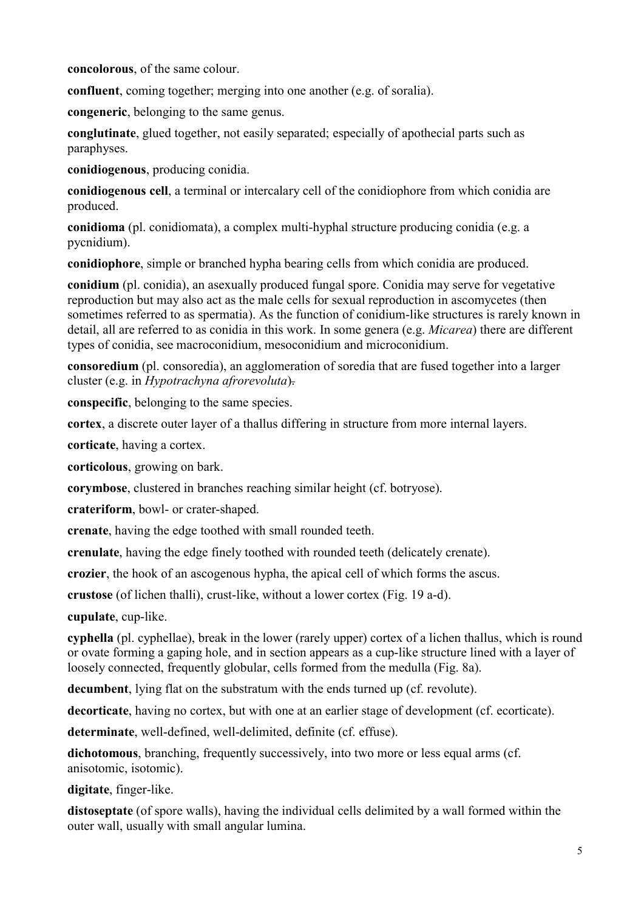**concolorous**, of the same colour.

**confluent**, coming together; merging into one another (e.g. of soralia).

**congeneric**, belonging to the same genus.

**conglutinate**, glued together, not easily separated; especially of apothecial parts such as paraphyses.

**conidiogenous**, producing conidia.

**conidiogenous cell**, a terminal or intercalary cell of the conidiophore from which conidia are produced.

**conidioma** (pl. conidiomata), a complex multi-hyphal structure producing conidia (e.g. a pycnidium).

**conidiophore**, simple or branched hypha bearing cells from which conidia are produced.

**conidium** (pl. conidia), an asexually produced fungal spore. Conidia may serve for vegetative reproduction but may also act as the male cells for sexual reproduction in ascomycetes (then sometimes referred to as spermatia). As the function of conidium-like structures is rarely known in detail, all are referred to as conidia in this work. In some genera (e.g. *Micarea*) there are different types of conidia, see macroconidium, mesoconidium and microconidium.

**consoredium** (pl. consoredia), an agglomeration of soredia that are fused together into a larger cluster (e.g. in *Hypotrachyna afrorevoluta*).

**conspecific**, belonging to the same species.

**cortex**, a discrete outer layer of a thallus differing in structure from more internal layers.

**corticate**, having a cortex.

**corticolous**, growing on bark.

**corymbose**, clustered in branches reaching similar height (cf. botryose).

**crateriform**, bowl- or crater-shaped.

**crenate**, having the edge toothed with small rounded teeth.

**crenulate**, having the edge finely toothed with rounded teeth (delicately crenate).

**crozier**, the hook of an ascogenous hypha, the apical cell of which forms the ascus.

**crustose** (of lichen thalli), crust-like, without a lower cortex (Fig. 19 a-d).

**cupulate**, cup-like.

**cyphella** (pl. cyphellae), break in the lower (rarely upper) cortex of a lichen thallus, which is round or ovate forming a gaping hole, and in section appears as a cup-like structure lined with a layer of loosely connected, frequently globular, cells formed from the medulla (Fig. 8a).

**decumbent**, lying flat on the substratum with the ends turned up (cf. revolute).

**decorticate**, having no cortex, but with one at an earlier stage of development (cf. ecorticate).

**determinate**, well-defined, well-delimited, definite (cf. effuse).

**dichotomous**, branching, frequently successively, into two more or less equal arms (cf. anisotomic, isotomic).

**digitate**, finger-like.

**distoseptate** (of spore walls), having the individual cells delimited by a wall formed within the outer wall, usually with small angular lumina.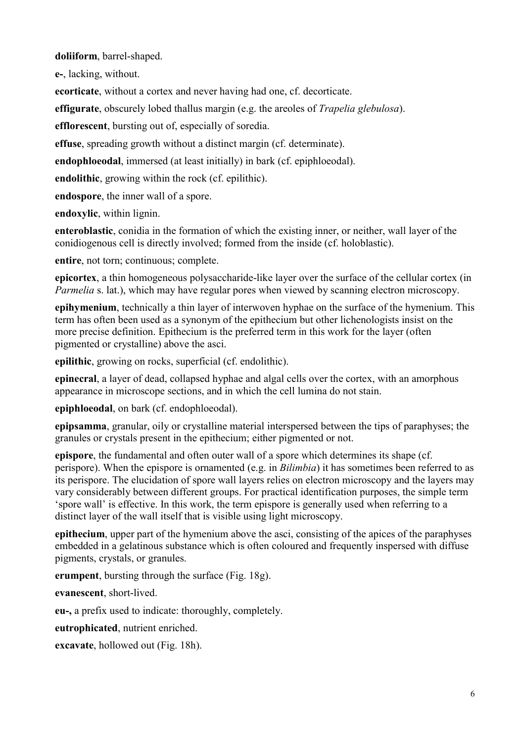**doliiform**, barrel-shaped.

**e-**, lacking, without.

**ecorticate**, without a cortex and never having had one, cf. decorticate.

**effigurate**, obscurely lobed thallus margin (e.g. the areoles of *Trapelia glebulosa*).

**efflorescent**, bursting out of, especially of soredia.

**effuse**, spreading growth without a distinct margin (cf. determinate).

**endophloeodal**, immersed (at least initially) in bark (cf. epiphloeodal).

**endolithic**, growing within the rock (cf. epilithic).

**endospore**, the inner wall of a spore.

**endoxylic**, within lignin.

**enteroblastic**, conidia in the formation of which the existing inner, or neither, wall layer of the conidiogenous cell is directly involved; formed from the inside (cf. holoblastic).

**entire**, not torn; continuous; complete.

**epicortex**, a thin homogeneous polysaccharide-like layer over the surface of the cellular cortex (in *Parmelia* s. lat.), which may have regular pores when viewed by scanning electron microscopy.

**epihymenium**, technically a thin layer of interwoven hyphae on the surface of the hymenium. This term has often been used as a synonym of the epithecium but other lichenologists insist on the more precise definition. Epithecium is the preferred term in this work for the layer (often pigmented or crystalline) above the asci.

**epilithic**, growing on rocks, superficial (cf. endolithic).

**epinecral**, a layer of dead, collapsed hyphae and algal cells over the cortex, with an amorphous appearance in microscope sections, and in which the cell lumina do not stain.

**epiphloeodal**, on bark (cf. endophloeodal).

**epipsamma**, granular, oily or crystalline material interspersed between the tips of paraphyses; the granules or crystals present in the epithecium; either pigmented or not.

**epispore**, the fundamental and often outer wall of a spore which determines its shape (cf. perispore). When the epispore is ornamented (e.g. in *Bilimbia*) it has sometimes been referred to as its perispore. The elucidation of spore wall layers relies on electron microscopy and the layers may vary considerably between different groups. For practical identification purposes, the simple term 'spore wall' is effective. In this work, the term epispore is generally used when referring to a distinct layer of the wall itself that is visible using light microscopy.

**epithecium**, upper part of the hymenium above the asci, consisting of the apices of the paraphyses embedded in a gelatinous substance which is often coloured and frequently inspersed with diffuse pigments, crystals, or granules.

**erumpent**, bursting through the surface (Fig. 18g).

**evanescent**, short-lived.

**eu-,** a prefix used to indicate: thoroughly, completely.

**eutrophicated**, nutrient enriched.

**excavate**, hollowed out (Fig. 18h).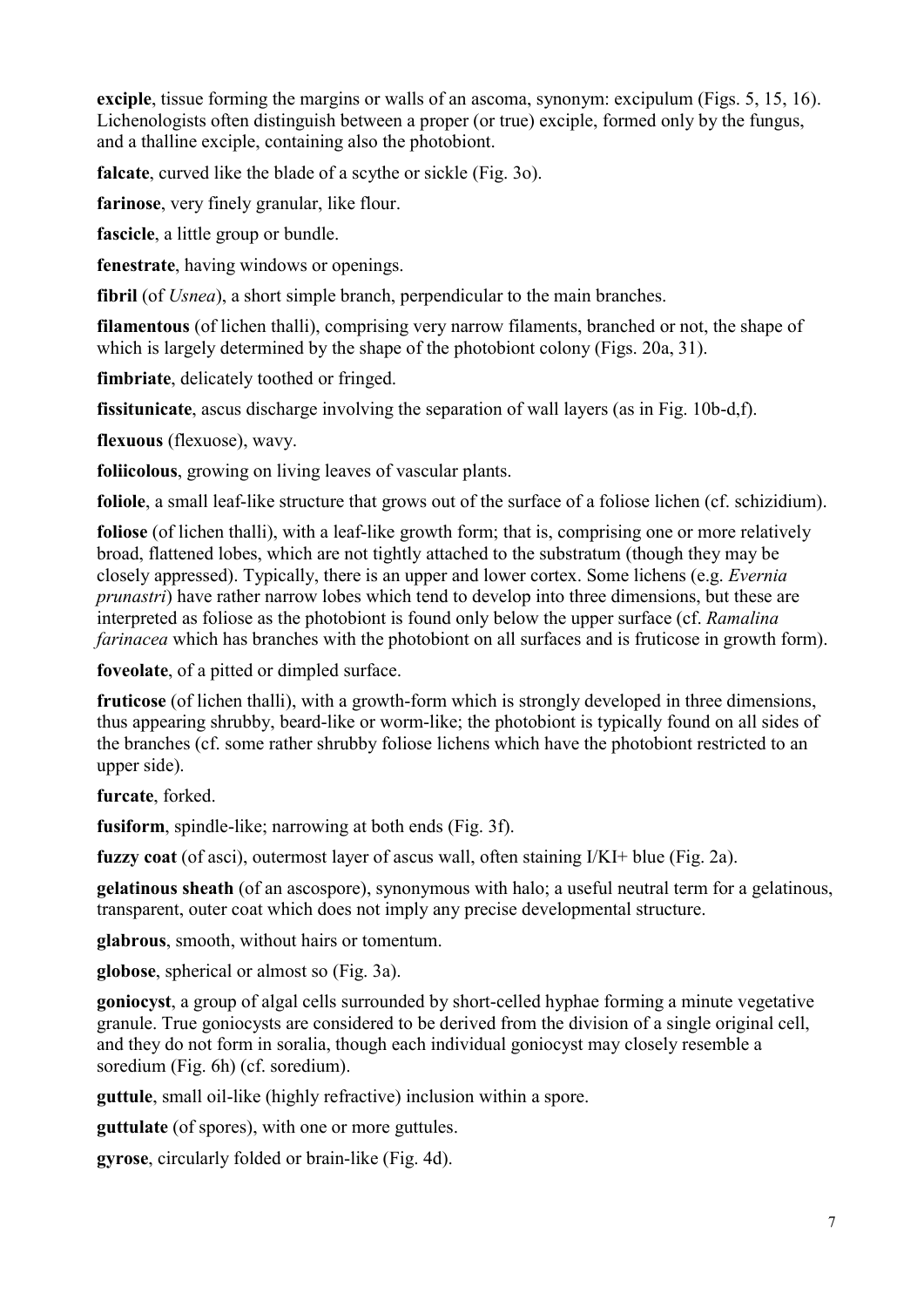**exciple**, tissue forming the margins or walls of an ascoma, synonym: excipulum (Figs. 5, 15, 16). Lichenologists often distinguish between a proper (or true) exciple, formed only by the fungus, and a thalline exciple, containing also the photobiont.

**falcate**, curved like the blade of a scythe or sickle (Fig. 3o).

**farinose**, very finely granular, like flour.

**fascicle**, a little group or bundle.

**fenestrate**, having windows or openings.

**fibril** (of *Usnea*), a short simple branch, perpendicular to the main branches.

**filamentous** (of lichen thalli), comprising very narrow filaments, branched or not, the shape of which is largely determined by the shape of the photobiont colony (Figs. 20a, 31).

**fimbriate**, delicately toothed or fringed.

**fissitunicate**, ascus discharge involving the separation of wall layers (as in Fig. 10b-d,f).

**flexuous** (flexuose), wavy.

**foliicolous**, growing on living leaves of vascular plants.

**foliole**, a small leaf-like structure that grows out of the surface of a foliose lichen (cf. schizidium).

**foliose** (of lichen thalli), with a leaf-like growth form; that is, comprising one or more relatively broad, flattened lobes, which are not tightly attached to the substratum (though they may be closely appressed). Typically, there is an upper and lower cortex. Some lichens (e.g. *Evernia prunastri*) have rather narrow lobes which tend to develop into three dimensions, but these are interpreted as foliose as the photobiont is found only below the upper surface (cf. *Ramalina farinacea* which has branches with the photobiont on all surfaces and is fruticose in growth form).

**foveolate**, of a pitted or dimpled surface.

**fruticose** (of lichen thalli), with a growth-form which is strongly developed in three dimensions, thus appearing shrubby, beard-like or worm-like; the photobiont is typically found on all sides of the branches (cf. some rather shrubby foliose lichens which have the photobiont restricted to an upper side).

**furcate**, forked.

**fusiform**, spindle-like; narrowing at both ends (Fig. 3f).

**fuzzy coat** (of asci), outermost layer of ascus wall, often staining I/KI+ blue (Fig. 2a).

**gelatinous sheath** (of an ascospore), synonymous with halo; a useful neutral term for a gelatinous, transparent, outer coat which does not imply any precise developmental structure.

**glabrous**, smooth, without hairs or tomentum.

**globose**, spherical or almost so (Fig. 3a).

**goniocyst**, a group of algal cells surrounded by short-celled hyphae forming a minute vegetative granule. True goniocysts are considered to be derived from the division of a single original cell, and they do not form in soralia, though each individual goniocyst may closely resemble a soredium (Fig. 6h) (cf. soredium).

**guttule**, small oil-like (highly refractive) inclusion within a spore.

**guttulate** (of spores), with one or more guttules.

**gyrose**, circularly folded or brain-like (Fig. 4d).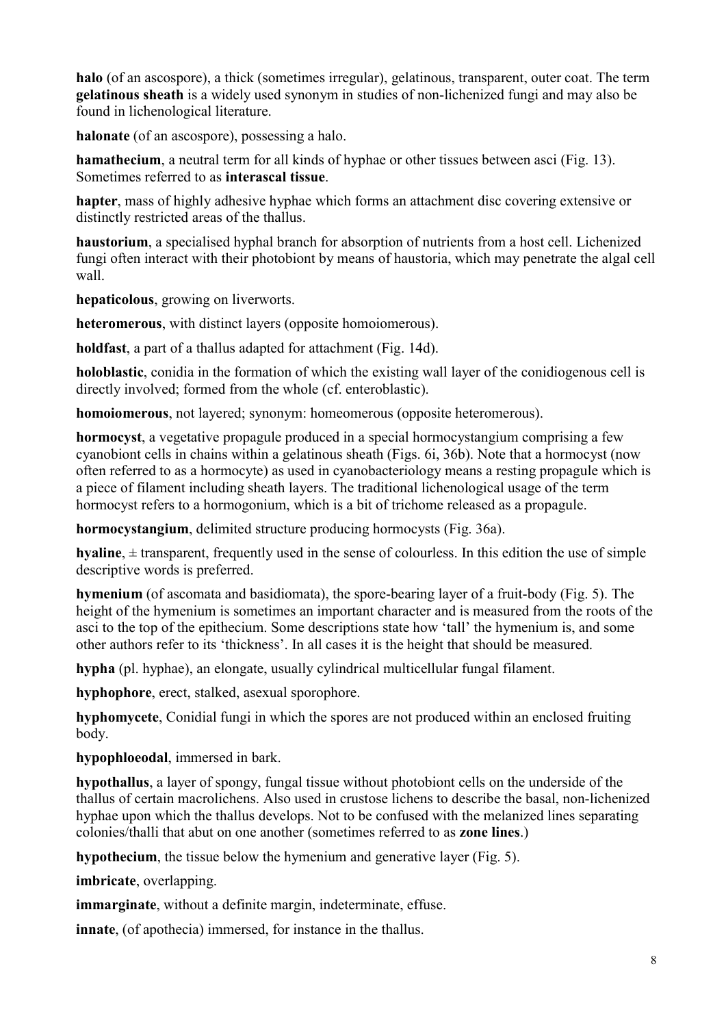**halo** (of an ascospore), a thick (sometimes irregular), gelatinous, transparent, outer coat. The term **gelatinous sheath** is a widely used synonym in studies of non-lichenized fungi and may also be found in lichenological literature.

**halonate** (of an ascospore), possessing a halo.

**hamathecium**, a neutral term for all kinds of hyphae or other tissues between asci (Fig. 13). Sometimes referred to as **interascal tissue**.

**hapter**, mass of highly adhesive hyphae which forms an attachment disc covering extensive or distinctly restricted areas of the thallus.

**haustorium**, a specialised hyphal branch for absorption of nutrients from a host cell. Lichenized fungi often interact with their photobiont by means of haustoria, which may penetrate the algal cell wall.

**hepaticolous**, growing on liverworts.

**heteromerous**, with distinct layers (opposite homoiomerous).

**holdfast**, a part of a thallus adapted for attachment (Fig. 14d).

**holoblastic**, conidia in the formation of which the existing wall layer of the conidiogenous cell is directly involved; formed from the whole (cf. enteroblastic).

**homoiomerous**, not layered; synonym: homeomerous (opposite heteromerous).

**hormocyst**, a vegetative propagule produced in a special hormocystangium comprising a few cyanobiont cells in chains within a gelatinous sheath (Figs. 6i, 36b). Note that a hormocyst (now often referred to as a hormocyte) as used in cyanobacteriology means a resting propagule which is a piece of filament including sheath layers. The traditional lichenological usage of the term hormocyst refers to a hormogonium, which is a bit of trichome released as a propagule.

**hormocystangium**, delimited structure producing hormocysts (Fig. 36a).

**hyaline**, ± transparent, frequently used in the sense of colourless. In this edition the use of simple descriptive words is preferred.

**hymenium** (of ascomata and basidiomata), the spore-bearing layer of a fruit-body (Fig. 5). The height of the hymenium is sometimes an important character and is measured from the roots of the asci to the top of the epithecium. Some descriptions state how 'tall' the hymenium is, and some other authors refer to its 'thickness'. In all cases it is the height that should be measured.

**hypha** (pl. hyphae), an elongate, usually cylindrical multicellular fungal filament.

**hyphophore**, erect, stalked, asexual sporophore.

**hyphomycete**, Conidial fungi in which the spores are not produced within an enclosed fruiting body.

**hypophloeodal**, immersed in bark.

**hypothallus**, a layer of spongy, fungal tissue without photobiont cells on the underside of the thallus of certain macrolichens. Also used in crustose lichens to describe the basal, non-lichenized hyphae upon which the thallus develops. Not to be confused with the melanized lines separating colonies/thalli that abut on one another (sometimes referred to as **zone lines**.)

**hypothecium**, the tissue below the hymenium and generative layer (Fig. 5).

**imbricate**, overlapping.

**immarginate**, without a definite margin, indeterminate, effuse.

**innate**, (of apothecia) immersed, for instance in the thallus.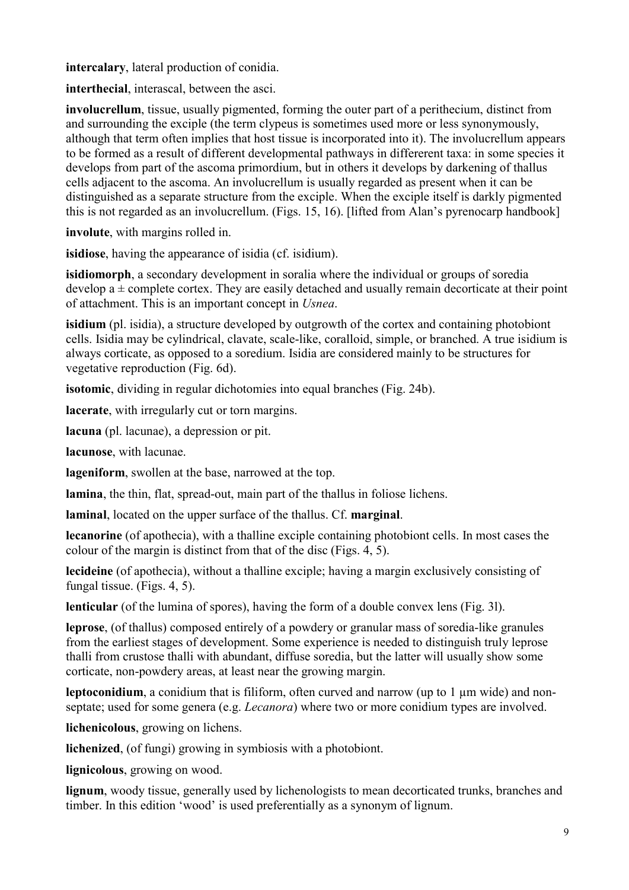**intercalary**, lateral production of conidia.

**interthecial**, interascal, between the asci.

**involucrellum**, tissue, usually pigmented, forming the outer part of a perithecium, distinct from and surrounding the exciple (the term clypeus is sometimes used more or less synonymously, although that term often implies that host tissue is incorporated into it). The involucrellum appears to be formed as a result of different developmental pathways in differerent taxa: in some species it develops from part of the ascoma primordium, but in others it develops by darkening of thallus cells adjacent to the ascoma. An involucrellum is usually regarded as present when it can be distinguished as a separate structure from the exciple. When the exciple itself is darkly pigmented this is not regarded as an involucrellum. (Figs. 15, 16). [lifted from Alan's pyrenocarp handbook]

**involute**, with margins rolled in.

**isidiose**, having the appearance of isidia (cf. isidium).

**isidiomorph**, a secondary development in soralia where the individual or groups of soredia develop a ± complete cortex. They are easily detached and usually remain decorticate at their point of attachment. This is an important concept in *Usnea*.

**isidium** (pl. isidia), a structure developed by outgrowth of the cortex and containing photobiont cells. Isidia may be cylindrical, clavate, scale-like, coralloid, simple, or branched. A true isidium is always corticate, as opposed to a soredium. Isidia are considered mainly to be structures for vegetative reproduction (Fig. 6d).

**isotomic**, dividing in regular dichotomies into equal branches (Fig. 24b).

**lacerate**, with irregularly cut or torn margins.

**lacuna** (pl. lacunae), a depression or pit.

**lacunose**, with lacunae.

**lageniform**, swollen at the base, narrowed at the top.

**lamina**, the thin, flat, spread-out, main part of the thallus in foliose lichens.

**laminal**, located on the upper surface of the thallus. Cf. **marginal**.

**lecanorine** (of apothecia), with a thalline exciple containing photobiont cells. In most cases the colour of the margin is distinct from that of the disc (Figs. 4, 5).

**lecideine** (of apothecia), without a thalline exciple; having a margin exclusively consisting of fungal tissue. (Figs. 4, 5).

**lenticular** (of the lumina of spores), having the form of a double convex lens (Fig. 3l).

**leprose**, (of thallus) composed entirely of a powdery or granular mass of soredia-like granules from the earliest stages of development. Some experience is needed to distinguish truly leprose thalli from crustose thalli with abundant, diffuse soredia, but the latter will usually show some corticate, non-powdery areas, at least near the growing margin.

**leptoconidium**, a conidium that is filiform, often curved and narrow (up to 1 µm wide) and non-septate; used for some genera (e.g. *Lecanora*) where two or more conidium types are involved.

**lichenicolous**, growing on lichens.

**lichenized**, (of fungi) growing in symbiosis with a photobiont.

**lignicolous**, growing on wood.

**lignum**, woody tissue, generally used by lichenologists to mean decorticated trunks, branches and timber. In this edition 'wood' is used preferentially as a synonym of lignum.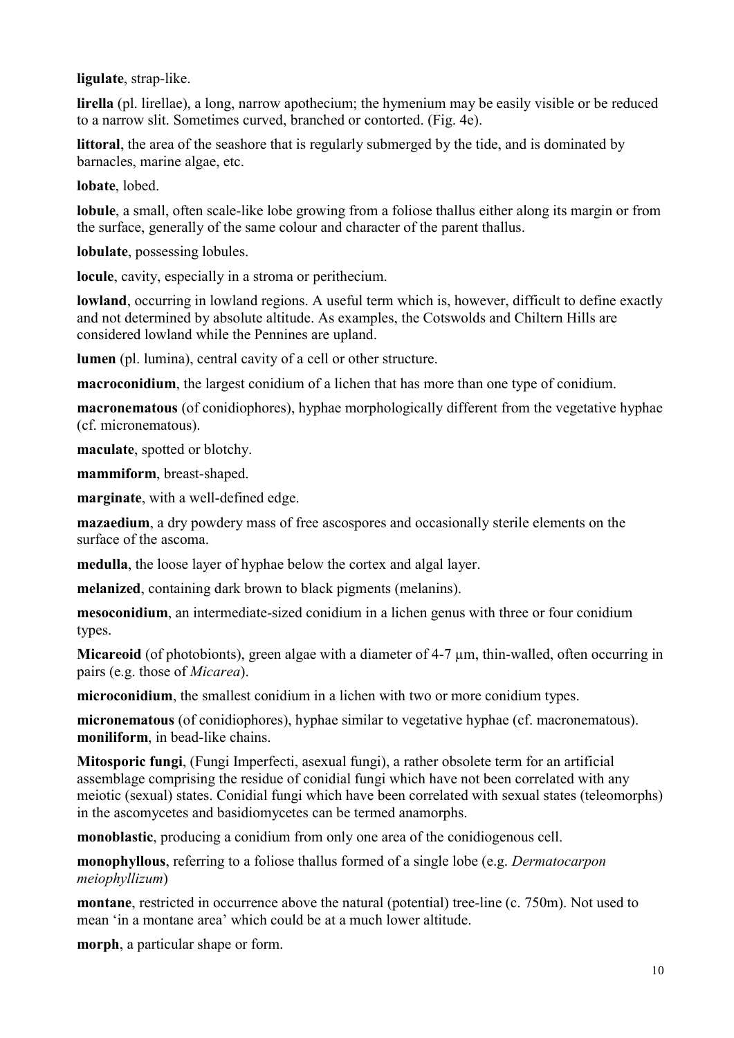**ligulate**, strap-like.

**lirella** (pl. lirellae), a long, narrow apothecium; the hymenium may be easily visible or be reduced to a narrow slit. Sometimes curved, branched or contorted. (Fig. 4e).

**littoral**, the area of the seashore that is regularly submerged by the tide, and is dominated by barnacles, marine algae, etc.

**lobate**, lobed.

**lobule**, a small, often scale-like lobe growing from a foliose thallus either along its margin or from the surface, generally of the same colour and character of the parent thallus.

**lobulate**, possessing lobules.

**locule**, cavity, especially in a stroma or perithecium.

**lowland**, occurring in lowland regions. A useful term which is, however, difficult to define exactly and not determined by absolute altitude. As examples, the Cotswolds and Chiltern Hills are considered lowland while the Pennines are upland.

**lumen** (pl. lumina), central cavity of a cell or other structure.

**macroconidium**, the largest conidium of a lichen that has more than one type of conidium.

**macronematous** (of conidiophores), hyphae morphologically different from the vegetative hyphae (cf. micronematous).

**maculate**, spotted or blotchy.

**mammiform**, breast-shaped.

**marginate**, with a well-defined edge.

**mazaedium**, a dry powdery mass of free ascospores and occasionally sterile elements on the surface of the ascoma.

**medulla**, the loose layer of hyphae below the cortex and algal layer.

**melanized**, containing dark brown to black pigments (melanins).

**mesoconidium**, an intermediate-sized conidium in a lichen genus with three or four conidium types.

**Micareoid** (of photobionts), green algae with a diameter of 4-7 µm, thin-walled, often occurring in pairs (e.g. those of *Micarea*).

**microconidium**, the smallest conidium in a lichen with two or more conidium types.

**micronematous** (of conidiophores), hyphae similar to vegetative hyphae (cf. macronematous).
**moniliform**, in bead-like chains.

**Mitosporic fungi**, (Fungi Imperfecti, asexual fungi), a rather obsolete term for an artificial assemblage comprising the residue of conidial fungi which have not been correlated with any meiotic (sexual) states. Conidial fungi which have been correlated with sexual states (teleomorphs) in the ascomycetes and basidiomycetes can be termed anamorphs.

**monoblastic**, producing a conidium from only one area of the conidiogenous cell.

**monophyllous**, referring to a foliose thallus formed of a single lobe (e.g. *Dermatocarpon meiophyllizum*)

**montane**, restricted in occurrence above the natural (potential) tree-line (c. 750m). Not used to mean 'in a montane area' which could be at a much lower altitude.

**morph**, a particular shape or form.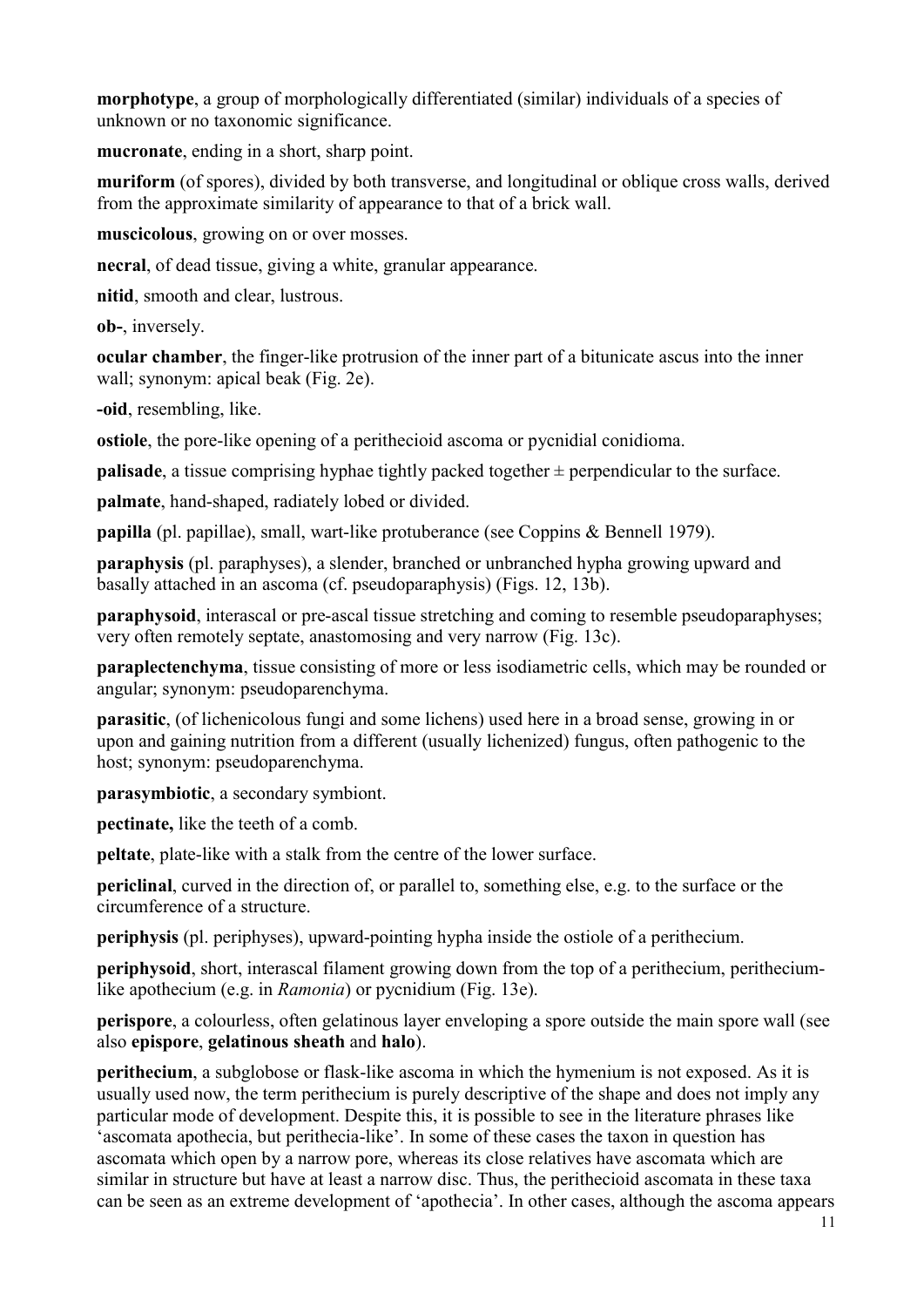**morphotype**, a group of morphologically differentiated (similar) individuals of a species of unknown or no taxonomic significance.

**mucronate**, ending in a short, sharp point.

**muriform** (of spores), divided by both transverse, and longitudinal or oblique cross walls, derived from the approximate similarity of appearance to that of a brick wall.

**muscicolous**, growing on or over mosses.

**necral**, of dead tissue, giving a white, granular appearance.

**nitid**, smooth and clear, lustrous.

**ob-**, inversely.

**ocular chamber**, the finger-like protrusion of the inner part of a bitunicate ascus into the inner wall; synonym: apical beak (Fig. 2e).

**-oid**, resembling, like.

**ostiole**, the pore-like opening of a perithecioid ascoma or pycnidial conidioma.

**palisade**, a tissue comprising hyphae tightly packed together ± perpendicular to the surface.

**palmate**, hand-shaped, radiately lobed or divided.

**papilla** (pl. papillae), small, wart-like protuberance (see Coppins & Bennell 1979).

**paraphysis** (pl. paraphyses), a slender, branched or unbranched hypha growing upward and basally attached in an ascoma (cf. pseudoparaphysis) (Figs. 12, 13b).

**paraphysoid**, interascal or pre-ascal tissue stretching and coming to resemble pseudoparaphyses; very often remotely septate, anastomosing and very narrow (Fig. 13c).

**paraplectenchyma**, tissue consisting of more or less isodiametric cells, which may be rounded or angular; synonym: pseudoparenchyma.

**parasitic**, (of lichenicolous fungi and some lichens) used here in a broad sense, growing in or upon and gaining nutrition from a different (usually lichenized) fungus, often pathogenic to the host; synonym: pseudoparenchyma.

**parasymbiotic**, a secondary symbiont.

**pectinate,** like the teeth of a comb.

**peltate**, plate-like with a stalk from the centre of the lower surface.

**periclinal**, curved in the direction of, or parallel to, something else, e.g. to the surface or the circumference of a structure.

**periphysis** (pl. periphyses), upward-pointing hypha inside the ostiole of a perithecium.

**periphysoid**, short, interascal filament growing down from the top of a perithecium, perithecium-like apothecium (e.g. in *Ramonia*) or pycnidium (Fig. 13e).

**perispore**, a colourless, often gelatinous layer enveloping a spore outside the main spore wall (see also **epispore**, **gelatinous sheath** and **halo**).

**perithecium**, a subglobose or flask-like ascoma in which the hymenium is not exposed. As it is usually used now, the term perithecium is purely descriptive of the shape and does not imply any particular mode of development. Despite this, it is possible to see in the literature phrases like 'ascomata apothecia, but perithecia-like'. In some of these cases the taxon in question has ascomata which open by a narrow pore, whereas its close relatives have ascomata which are similar in structure but have at least a narrow disc. Thus, the perithecioid ascomata in these taxa can be seen as an extreme development of 'apothecia'. In other cases, although the ascoma appears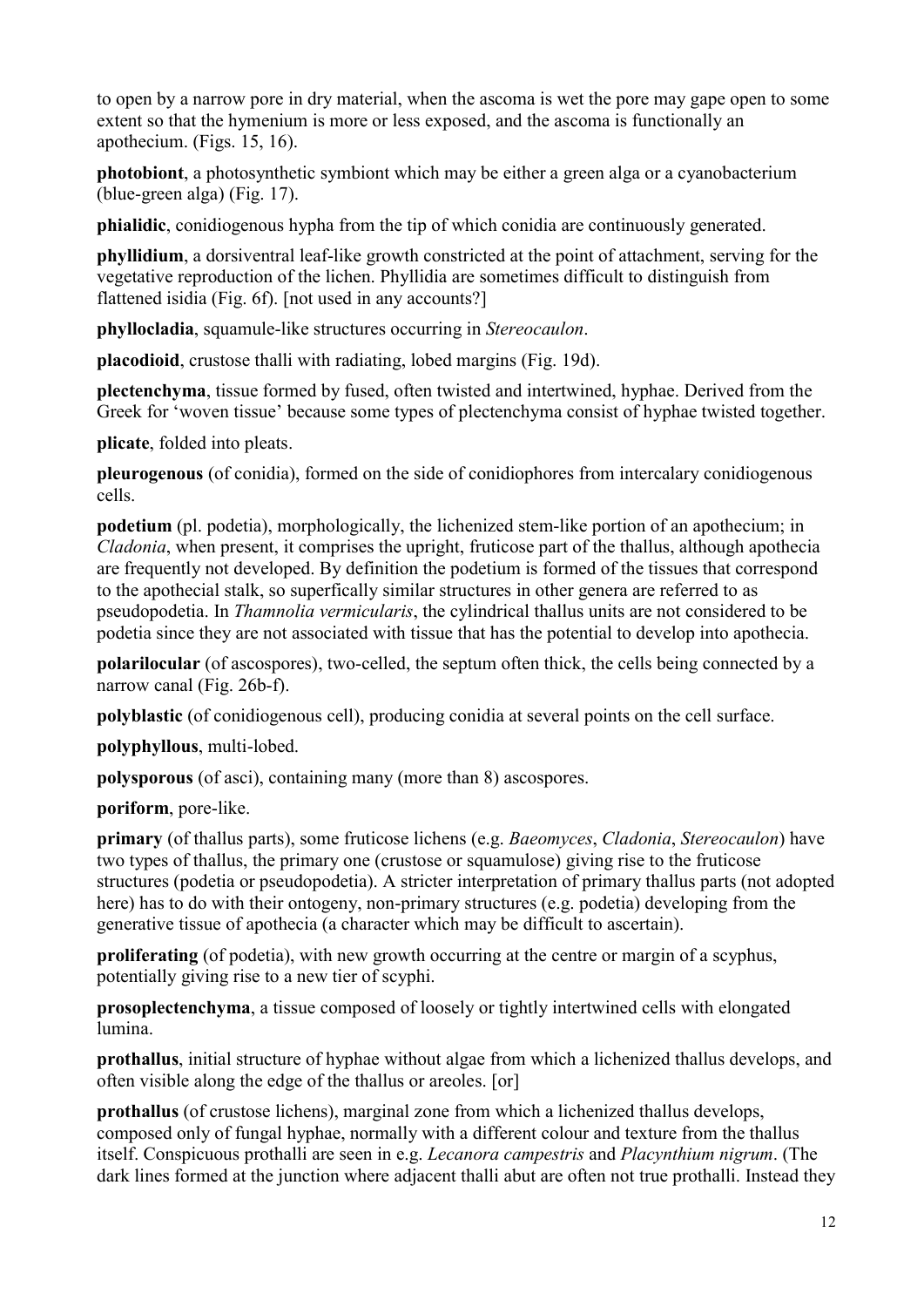to open by a narrow pore in dry material, when the ascoma is wet the pore may gape open to some extent so that the hymenium is more or less exposed, and the ascoma is functionally an apothecium. (Figs. 15, 16).

**photobiont**, a photosynthetic symbiont which may be either a green alga or a cyanobacterium (blue-green alga) (Fig. 17).

**phialidic**, conidiogenous hypha from the tip of which conidia are continuously generated.

**phyllidium**, a dorsiventral leaf-like growth constricted at the point of attachment, serving for the vegetative reproduction of the lichen. Phyllidia are sometimes difficult to distinguish from flattened isidia (Fig. 6f). [not used in any accounts?]

**phyllocladia**, squamule-like structures occurring in *Stereocaulon*.

**placodioid**, crustose thalli with radiating, lobed margins (Fig. 19d).

**plectenchyma**, tissue formed by fused, often twisted and intertwined, hyphae. Derived from the Greek for 'woven tissue' because some types of plectenchyma consist of hyphae twisted together.

**plicate**, folded into pleats.

**pleurogenous** (of conidia), formed on the side of conidiophores from intercalary conidiogenous cells.

**podetium** (pl. podetia), morphologically, the lichenized stem-like portion of an apothecium; in *Cladonia*, when present, it comprises the upright, fruticose part of the thallus, although apothecia are frequently not developed. By definition the podetium is formed of the tissues that correspond to the apothecial stalk, so superfically similar structures in other genera are referred to as pseudopodetia. In *Thamnolia vermicularis*, the cylindrical thallus units are not considered to be podetia since they are not associated with tissue that has the potential to develop into apothecia.

**polarilocular** (of ascospores), two-celled, the septum often thick, the cells being connected by a narrow canal (Fig. 26b-f).

**polyblastic** (of conidiogenous cell), producing conidia at several points on the cell surface.

**polyphyllous**, multi-lobed.

**polysporous** (of asci), containing many (more than 8) ascospores.

**poriform**, pore-like.

**primary** (of thallus parts), some fruticose lichens (e.g. *Baeomyces*, *Cladonia*, *Stereocaulon*) have two types of thallus, the primary one (crustose or squamulose) giving rise to the fruticose structures (podetia or pseudopodetia). A stricter interpretation of primary thallus parts (not adopted here) has to do with their ontogeny, non-primary structures (e.g. podetia) developing from the generative tissue of apothecia (a character which may be difficult to ascertain).

**proliferating** (of podetia), with new growth occurring at the centre or margin of a scyphus, potentially giving rise to a new tier of scyphi.

**prosoplectenchyma**, a tissue composed of loosely or tightly intertwined cells with elongated lumina.

**prothallus**, initial structure of hyphae without algae from which a lichenized thallus develops, and often visible along the edge of the thallus or areoles. [or]

**prothallus** (of crustose lichens), marginal zone from which a lichenized thallus develops, composed only of fungal hyphae, normally with a different colour and texture from the thallus itself. Conspicuous prothalli are seen in e.g. *Lecanora campestris* and *Placynthium nigrum*. (The dark lines formed at the junction where adjacent thalli abut are often not true prothalli. Instead they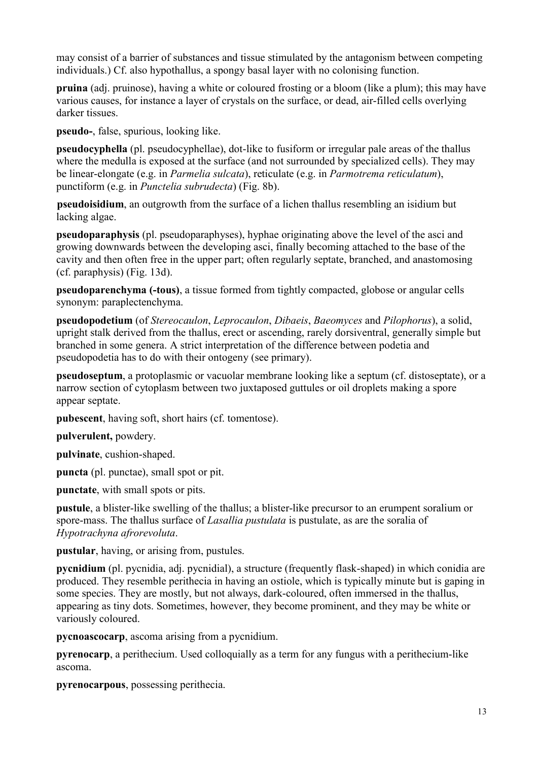may consist of a barrier of substances and tissue stimulated by the antagonism between competing individuals.) Cf. also hypothallus, a spongy basal layer with no colonising function.

**pruina** (adj. pruinose), having a white or coloured frosting or a bloom (like a plum); this may have various causes, for instance a layer of crystals on the surface, or dead, air-filled cells overlying darker tissues.

**pseudo-**, false, spurious, looking like.

**pseudocyphella** (pl. pseudocyphellae), dot-like to fusiform or irregular pale areas of the thallus where the medulla is exposed at the surface (and not surrounded by specialized cells). They may be linear-elongate (e.g. in *Parmelia sulcata*), reticulate (e.g. in *Parmotrema reticulatum*), punctiform (e.g. in *Punctelia subrudecta*) (Fig. 8b).

**pseudoisidium**, an outgrowth from the surface of a lichen thallus resembling an isidium but lacking algae.

**pseudoparaphysis** (pl. pseudoparaphyses), hyphae originating above the level of the asci and growing downwards between the developing asci, finally becoming attached to the base of the cavity and then often free in the upper part; often regularly septate, branched, and anastomosing (cf. paraphysis) (Fig. 13d).

**pseudoparenchyma (-tous)**, a tissue formed from tightly compacted, globose or angular cells synonym: paraplectenchyma.

**pseudopodetium** (of *Stereocaulon*, *Leprocaulon*, *Dibaeis*, *Baeomyces* and *Pilophorus*), a solid, upright stalk derived from the thallus, erect or ascending, rarely dorsiventral, generally simple but branched in some genera. A strict interpretation of the difference between podetia and pseudopodetia has to do with their ontogeny (see primary).

**pseudoseptum**, a protoplasmic or vacuolar membrane looking like a septum (cf. distoseptate), or a narrow section of cytoplasm between two juxtaposed guttules or oil droplets making a spore appear septate.

**pubescent**, having soft, short hairs (cf. tomentose).

**pulverulent,** powdery.

**pulvinate**, cushion-shaped.

**puncta** (pl. punctae), small spot or pit.

**punctate**, with small spots or pits.

**pustule**, a blister-like swelling of the thallus; a blister-like precursor to an erumpent soralium or spore-mass. The thallus surface of *Lasallia pustulata* is pustulate, as are the soralia of *Hypotrachyna afrorevoluta*.

**pustular**, having, or arising from, pustules.

**pycnidium** (pl. pycnidia, adj. pycnidial), a structure (frequently flask-shaped) in which conidia are produced. They resemble perithecia in having an ostiole, which is typically minute but is gaping in some species. They are mostly, but not always, dark-coloured, often immersed in the thallus, appearing as tiny dots. Sometimes, however, they become prominent, and they may be white or variously coloured.

**pycnoascocarp**, ascoma arising from a pycnidium.

**pyrenocarp**, a perithecium. Used colloquially as a term for any fungus with a perithecium-like ascoma.

**pyrenocarpous**, possessing perithecia.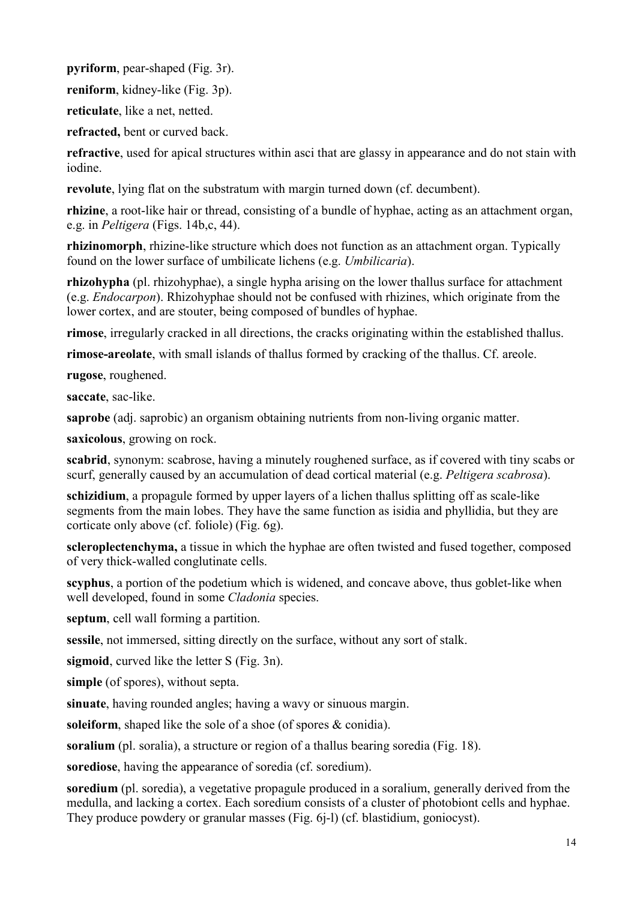**pyriform**, pear-shaped (Fig. 3r).

**reniform**, kidney-like (Fig. 3p).

**reticulate**, like a net, netted.

**refracted,** bent or curved back.

**refractive**, used for apical structures within asci that are glassy in appearance and do not stain with iodine.

**revolute**, lying flat on the substratum with margin turned down (cf. decumbent).

**rhizine**, a root-like hair or thread, consisting of a bundle of hyphae, acting as an attachment organ, e.g. in *Peltigera* (Figs. 14b,c, 44).

**rhizinomorph**, rhizine-like structure which does not function as an attachment organ. Typically found on the lower surface of umbilicate lichens (e.g. *Umbilicaria*).

**rhizohypha** (pl. rhizohyphae), a single hypha arising on the lower thallus surface for attachment (e.g. *Endocarpon*). Rhizohyphae should not be confused with rhizines, which originate from the lower cortex, and are stouter, being composed of bundles of hyphae.

**rimose**, irregularly cracked in all directions, the cracks originating within the established thallus.

**rimose-areolate**, with small islands of thallus formed by cracking of the thallus. Cf. areole.

**rugose**, roughened.

**saccate**, sac-like.

**saprobe** (adj. saprobic) an organism obtaining nutrients from non-living organic matter.

**saxicolous**, growing on rock.

**scabrid**, synonym: scabrose, having a minutely roughened surface, as if covered with tiny scabs or scurf, generally caused by an accumulation of dead cortical material (e.g. *Peltigera scabrosa*).

**schizidium**, a propagule formed by upper layers of a lichen thallus splitting off as scale-like segments from the main lobes. They have the same function as isidia and phyllidia, but they are corticate only above (cf. foliole) (Fig. 6g).

**scleroplectenchyma,** a tissue in which the hyphae are often twisted and fused together, composed of very thick-walled conglutinate cells.

**scyphus**, a portion of the podetium which is widened, and concave above, thus goblet-like when well developed, found in some *Cladonia* species.

**septum**, cell wall forming a partition.

**sessile**, not immersed, sitting directly on the surface, without any sort of stalk.

**sigmoid**, curved like the letter S (Fig. 3n).

**simple** (of spores), without septa.

**sinuate**, having rounded angles; having a wavy or sinuous margin.

**soleiform**, shaped like the sole of a shoe (of spores & conidia).

**soralium** (pl. soralia), a structure or region of a thallus bearing soredia (Fig. 18).

**sorediose**, having the appearance of soredia (cf. soredium).

**soredium** (pl. soredia), a vegetative propagule produced in a soralium, generally derived from the medulla, and lacking a cortex. Each soredium consists of a cluster of photobiont cells and hyphae. They produce powdery or granular masses (Fig. 6j-l) (cf. blastidium, goniocyst).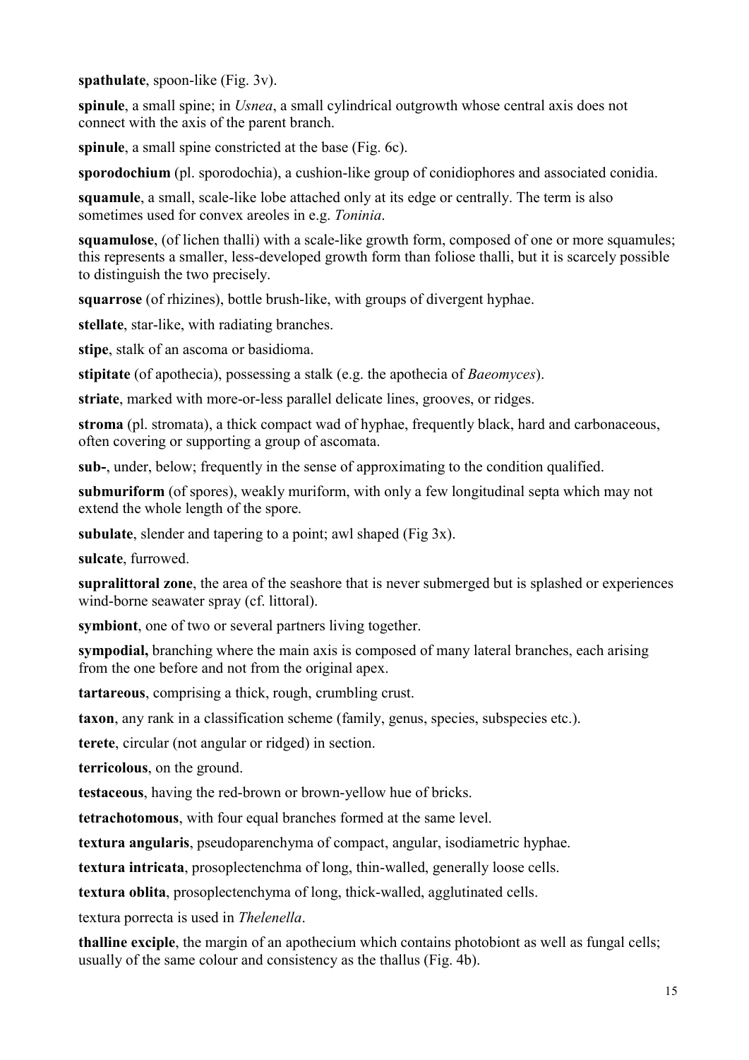**spathulate**, spoon-like (Fig. 3v).

**spinule**, a small spine; in *Usnea*, a small cylindrical outgrowth whose central axis does not connect with the axis of the parent branch.

**spinule**, a small spine constricted at the base (Fig. 6c).

**sporodochium** (pl. sporodochia), a cushion-like group of conidiophores and associated conidia.

**squamule**, a small, scale-like lobe attached only at its edge or centrally. The term is also sometimes used for convex areoles in e.g. *Toninia*.

**squamulose**, (of lichen thalli) with a scale-like growth form, composed of one or more squamules; this represents a smaller, less-developed growth form than foliose thalli, but it is scarcely possible to distinguish the two precisely.

**squarrose** (of rhizines), bottle brush-like, with groups of divergent hyphae.

**stellate**, star-like, with radiating branches.

**stipe**, stalk of an ascoma or basidioma.

**stipitate** (of apothecia), possessing a stalk (e.g. the apothecia of *Baeomyces*).

**striate**, marked with more-or-less parallel delicate lines, grooves, or ridges.

**stroma** (pl. stromata), a thick compact wad of hyphae, frequently black, hard and carbonaceous, often covering or supporting a group of ascomata.

**sub-**, under, below; frequently in the sense of approximating to the condition qualified.

**submuriform** (of spores), weakly muriform, with only a few longitudinal septa which may not extend the whole length of the spore.

**subulate**, slender and tapering to a point; awl shaped (Fig 3x).

**sulcate**, furrowed.

**supralittoral zone**, the area of the seashore that is never submerged but is splashed or experiences wind-borne seawater spray (cf. littoral).

**symbiont**, one of two or several partners living together.

**sympodial,** branching where the main axis is composed of many lateral branches, each arising from the one before and not from the original apex.

**tartareous**, comprising a thick, rough, crumbling crust.

**taxon**, any rank in a classification scheme (family, genus, species, subspecies etc.).

**terete**, circular (not angular or ridged) in section.

**terricolous**, on the ground.

**testaceous**, having the red-brown or brown-yellow hue of bricks.

**tetrachotomous**, with four equal branches formed at the same level.

**textura angularis**, pseudoparenchyma of compact, angular, isodiametric hyphae.

**textura intricata**, prosoplectenchma of long, thin-walled, generally loose cells.

**textura oblita**, prosoplectenchyma of long, thick-walled, agglutinated cells.

textura porrecta is used in *Thelenella*.

**thalline exciple**, the margin of an apothecium which contains photobiont as well as fungal cells; usually of the same colour and consistency as the thallus (Fig. 4b).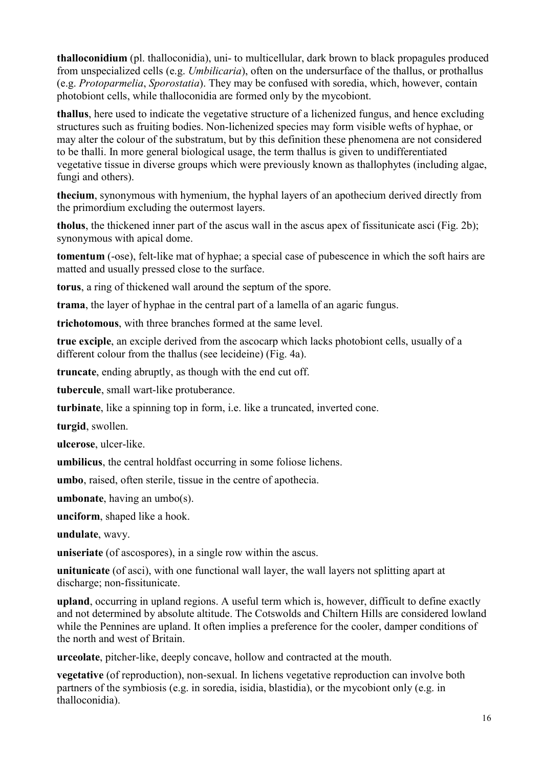**thalloconidium** (pl. thalloconidia), uni- to multicellular, dark brown to black propagules produced from unspecialized cells (e.g. *Umbilicaria*), often on the undersurface of the thallus, or prothallus (e.g. *Protoparmelia*, *Sporostatia*). They may be confused with soredia, which, however, contain photobiont cells, while thalloconidia are formed only by the mycobiont.

**thallus**, here used to indicate the vegetative structure of a lichenized fungus, and hence excluding structures such as fruiting bodies. Non-lichenized species may form visible wefts of hyphae, or may alter the colour of the substratum, but by this definition these phenomena are not considered to be thalli. In more general biological usage, the term thallus is given to undifferentiated vegetative tissue in diverse groups which were previously known as thallophytes (including algae, fungi and others).

**thecium**, synonymous with hymenium, the hyphal layers of an apothecium derived directly from the primordium excluding the outermost layers.

**tholus**, the thickened inner part of the ascus wall in the ascus apex of fissitunicate asci (Fig. 2b); synonymous with apical dome.

**tomentum** (-ose), felt-like mat of hyphae; a special case of pubescence in which the soft hairs are matted and usually pressed close to the surface.

**torus**, a ring of thickened wall around the septum of the spore.

**trama**, the layer of hyphae in the central part of a lamella of an agaric fungus.

**trichotomous**, with three branches formed at the same level.

**true exciple**, an exciple derived from the ascocarp which lacks photobiont cells, usually of a different colour from the thallus (see lecideine) (Fig. 4a).

**truncate**, ending abruptly, as though with the end cut off.

**tubercule**, small wart-like protuberance.

**turbinate**, like a spinning top in form, i.e. like a truncated, inverted cone.

**turgid**, swollen.

**ulcerose**, ulcer-like.

**umbilicus**, the central holdfast occurring in some foliose lichens.

**umbo**, raised, often sterile, tissue in the centre of apothecia.

**umbonate**, having an umbo(s).

**unciform**, shaped like a hook.

**undulate**, wavy.

**uniseriate** (of ascospores), in a single row within the ascus.

**unitunicate** (of asci), with one functional wall layer, the wall layers not splitting apart at discharge; non-fissitunicate.

**upland**, occurring in upland regions. A useful term which is, however, difficult to define exactly and not determined by absolute altitude. The Cotswolds and Chiltern Hills are considered lowland while the Pennines are upland. It often implies a preference for the cooler, damper conditions of the north and west of Britain.

**urceolate**, pitcher-like, deeply concave, hollow and contracted at the mouth.

**vegetative** (of reproduction), non-sexual. In lichens vegetative reproduction can involve both partners of the symbiosis (e.g. in soredia, isidia, blastidia), or the mycobiont only (e.g. in thalloconidia).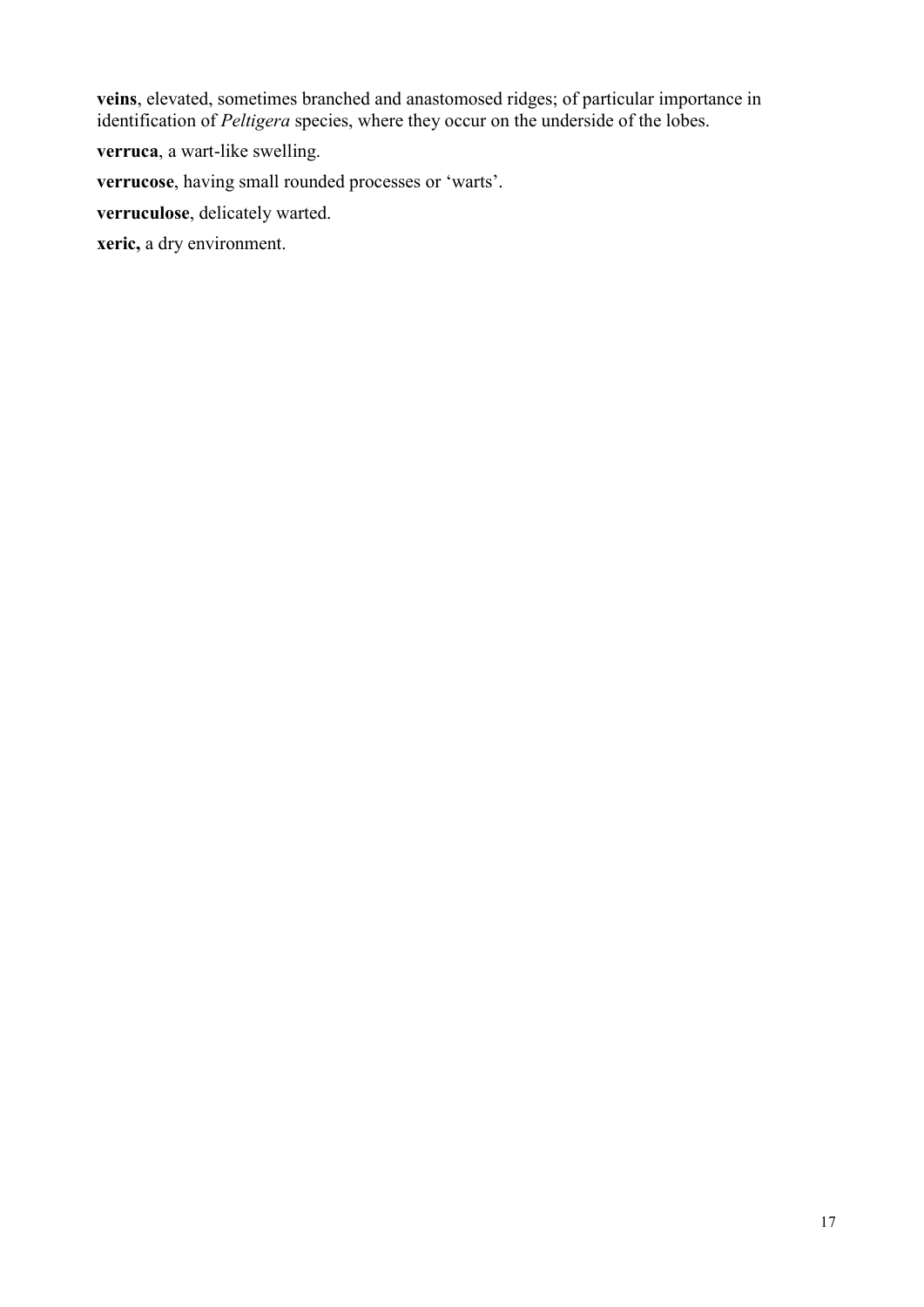**veins**, elevated, sometimes branched and anastomosed ridges; of particular importance in identification of *Peltigera* species, where they occur on the underside of the lobes.

**verruca**, a wart-like swelling.

**verrucose**, having small rounded processes or 'warts'.

**verruculose**, delicately warted.

**xeric,** a dry environment.